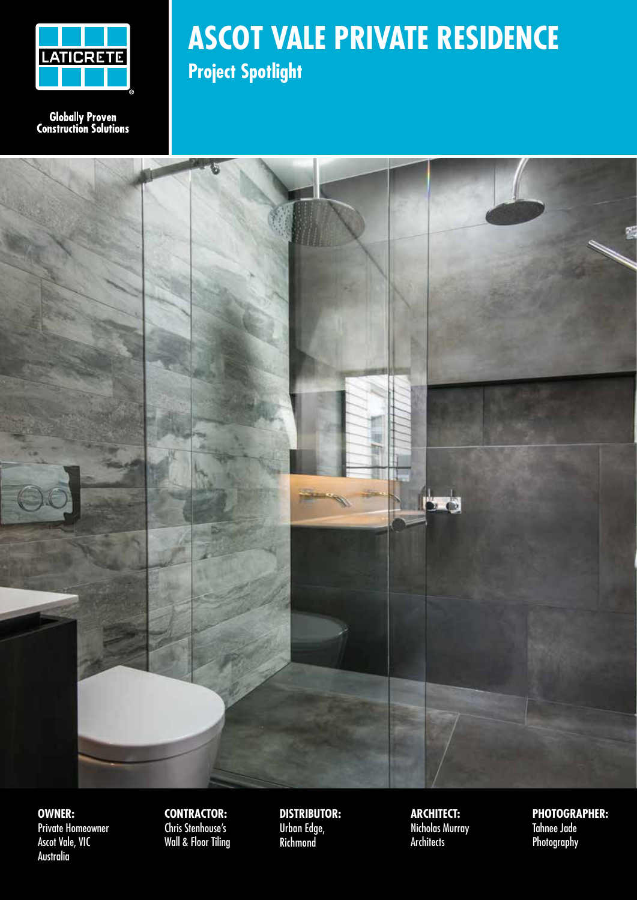LATICRETE

Globally Proven Construction Solutions

# ASCOT VALE PRIVATE RESIDENCE

## Project Spotlight

**OWNER:**
Private Homeowner
Ascot Vale, VIC
Australia

**CONTRACTOR:**
Chris Stenhouse's
Wall & Floor Tiling

**DISTRIBUTOR:**
Urban Edge,
Richmond

**ARCHITECT:**
Nicholas Murray
Architects

**PHOTOGRAPHER:**
Tahnee Jade
Photography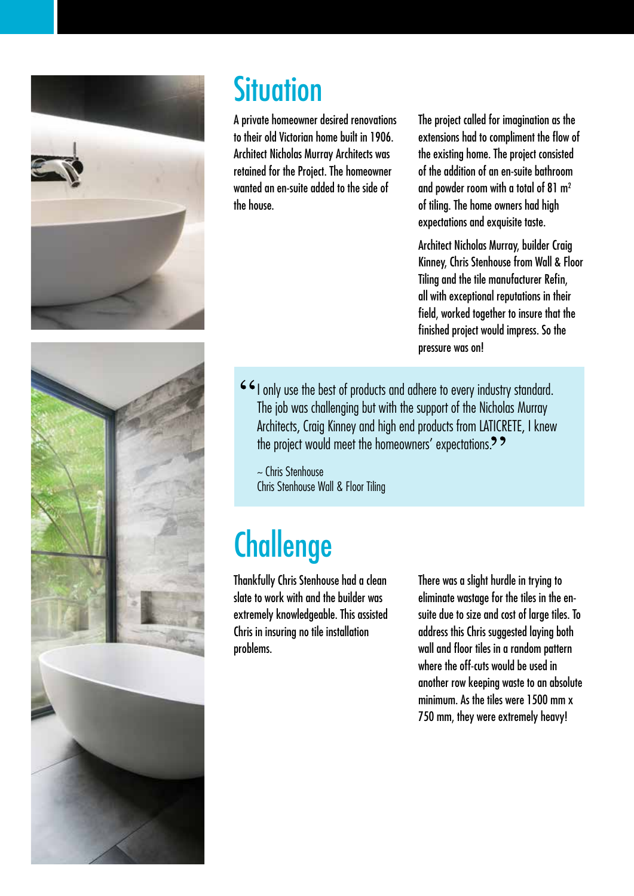## Situation

A private homeowner desired renovations to their old Victorian home built in 1906. Architect Nicholas Murray Architects was retained for the Project. The homeowner wanted an en-suite added to the side of the house.

The project called for imagination as the extensions had to compliment the flow of the existing home. The project consisted of the addition of an en-suite bathroom and powder room with a total of 81 m$^2$ of tiling. The home owners had high expectations and exquisite taste.

Architect Nicholas Murray, builder Craig Kinney, Chris Stenhouse from Wall & Floor Tiling and the tile manufacturer Refin, all with exceptional reputations in their field, worked together to insure that the finished project would impress. So the pressure was on!

> "I only use the best of products and adhere to every industry standard. The job was challenging but with the support of the Nicholas Murray Architects, Craig Kinney and high end products from LATICRETE, I knew the project would meet the homeowners' expectations."
>
> ~ Chris Stenhouse
> Chris Stenhouse Wall & Floor Tiling

## Challenge

Thankfully Chris Stenhouse had a clean slate to work with and the builder was extremely knowledgeable. This assisted Chris in insuring no tile installation problems.

There was a slight hurdle in trying to eliminate wastage for the tiles in the en-suite due to size and cost of large tiles. To address this Chris suggested laying both wall and floor tiles in a random pattern where the off-cuts would be used in another row keeping waste to an absolute minimum. As the tiles were 1500 mm x 750 mm, they were extremely heavy!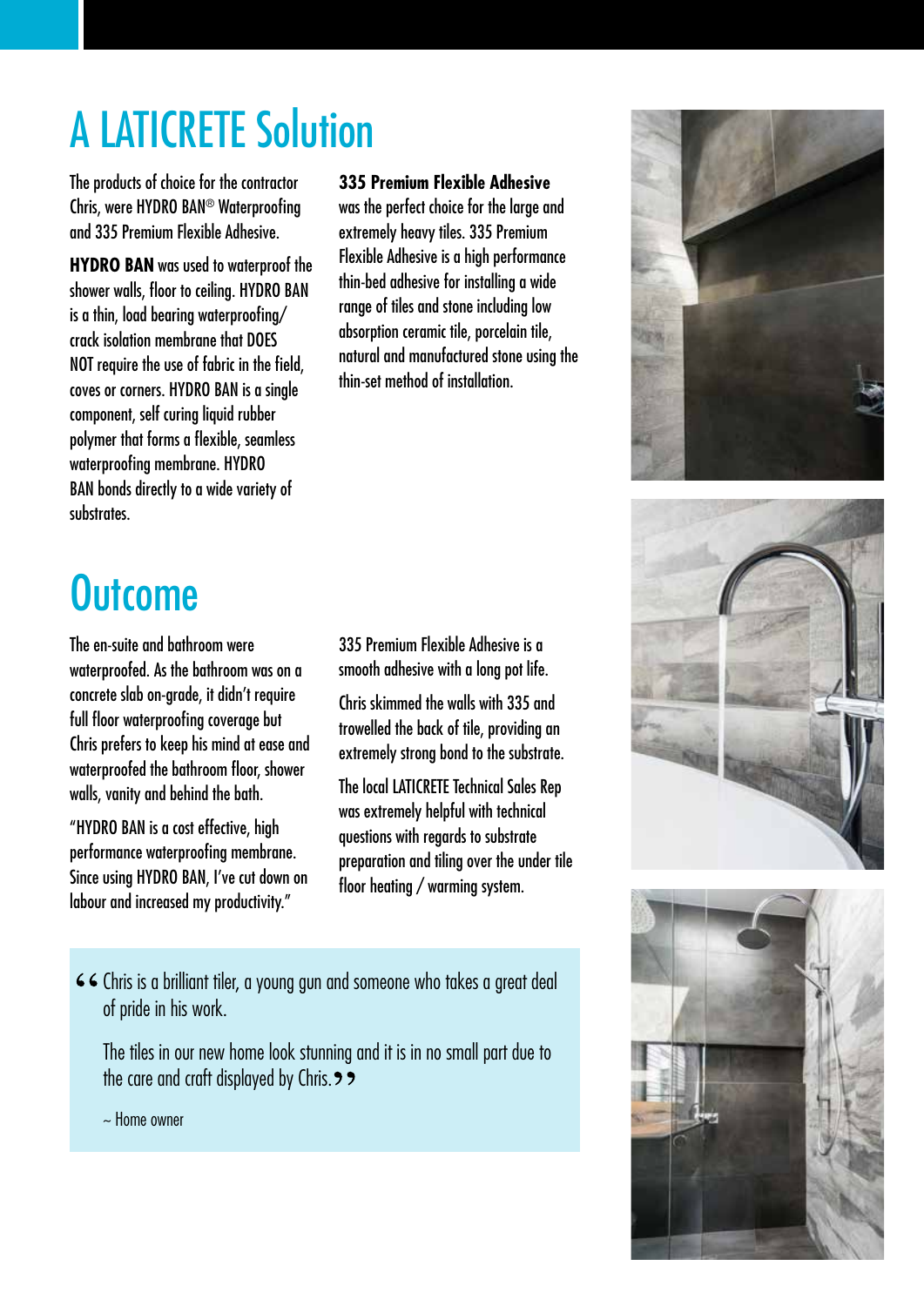# A LATICRETE Solution

The products of choice for the contractor Chris, were HYDRO BAN® Waterproofing and 335 Premium Flexible Adhesive.

**HYDRO BAN** was used to waterproof the shower walls, floor to ceiling. HYDRO BAN is a thin, load bearing waterproofing/ crack isolation membrane that DOES NOT require the use of fabric in the field, coves or corners. HYDRO BAN is a single component, self curing liquid rubber polymer that forms a flexible, seamless waterproofing membrane. HYDRO BAN bonds directly to a wide variety of substrates.

**335 Premium Flexible Adhesive** was the perfect choice for the large and extremely heavy tiles. 335 Premium Flexible Adhesive is a high performance thin-bed adhesive for installing a wide range of tiles and stone including low absorption ceramic tile, porcelain tile, natural and manufactured stone using the thin-set method of installation.

# Outcome

The en-suite and bathroom were waterproofed. As the bathroom was on a concrete slab on-grade, it didn't require full floor waterproofing coverage but Chris prefers to keep his mind at ease and waterproofed the bathroom floor, shower walls, vanity and behind the bath.

"HYDRO BAN is a cost effective, high performance waterproofing membrane. Since using HYDRO BAN, I've cut down on labour and increased my productivity."

335 Premium Flexible Adhesive is a smooth adhesive with a long pot life.

Chris skimmed the walls with 335 and trowelled the back of tile, providing an extremely strong bond to the substrate.

The local LATICRETE Technical Sales Rep was extremely helpful with technical questions with regards to substrate preparation and tiling over the under tile floor heating / warming system.

> "Chris is a brilliant tiler, a young gun and someone who takes a great deal of pride in his work.
>
> The tiles in our new home look stunning and it is in no small part due to the care and craft displayed by Chris."
>
> ~ Home owner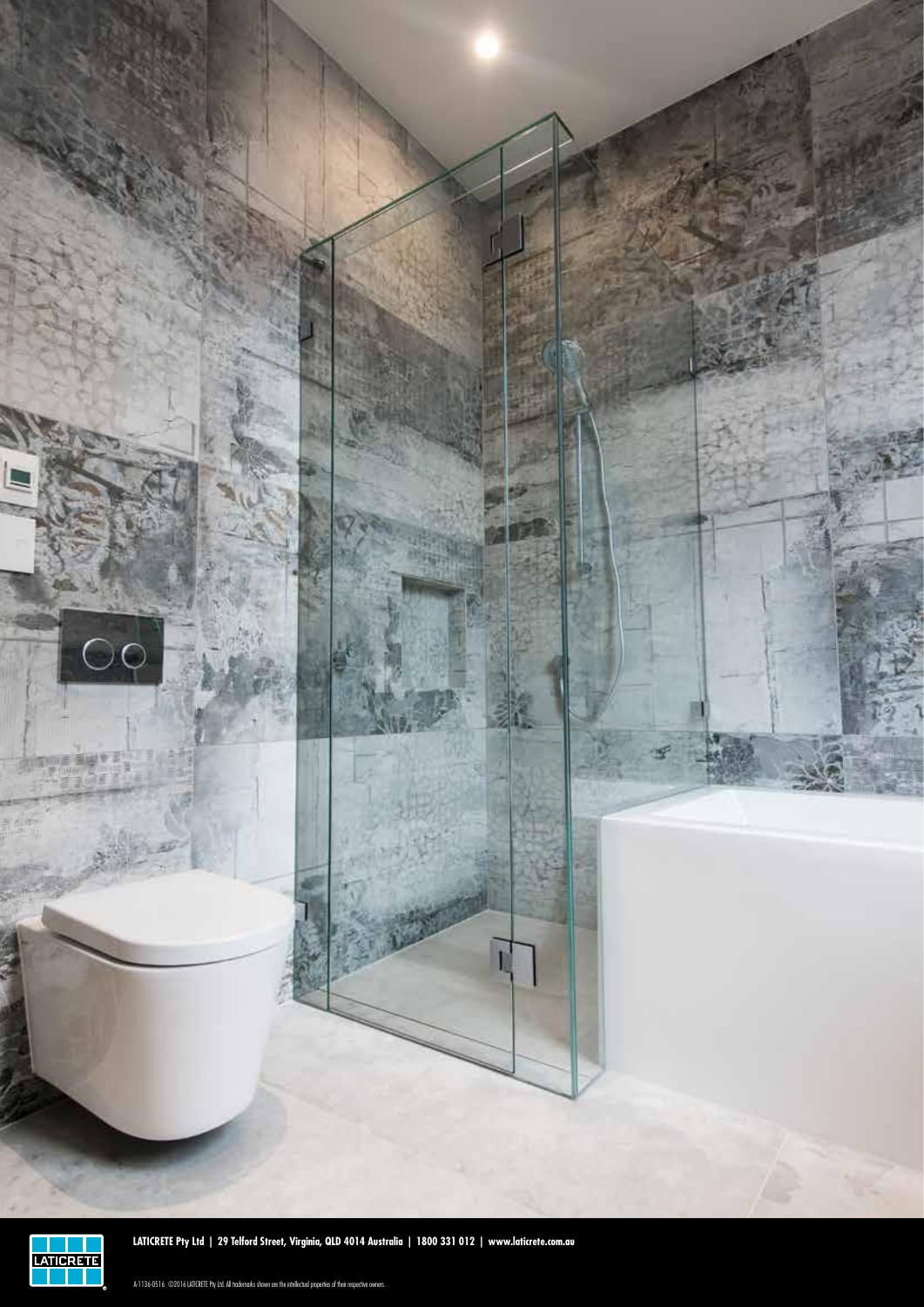**LATICRETE Pty Ltd | 29 Telford Street, Virginia, QLD 4014 Australia | 1800 331 012 | www.laticrete.com.au**

A-1136-0516 ©2016 LATICRETE Pty Ltd. All trademarks shown are the intellectual properties of their respective owners.